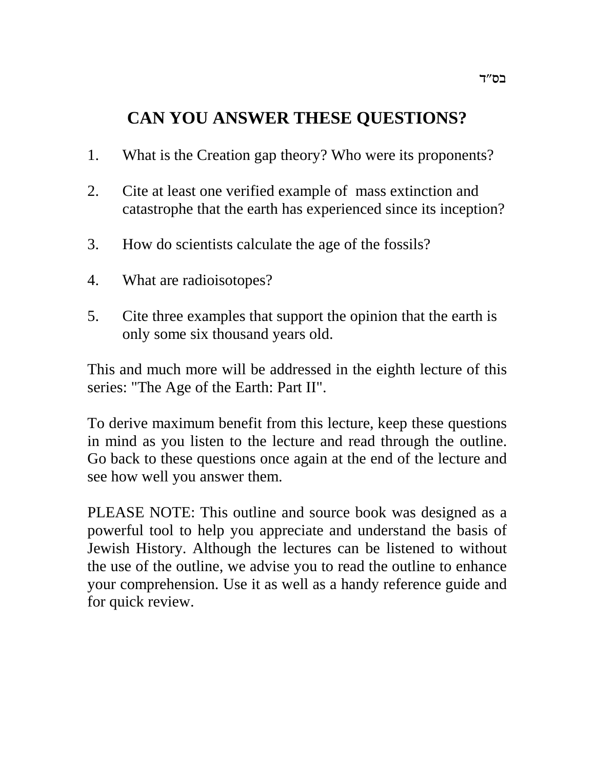בס"ד

# CAN YOU ANSWER THESE QUESTIONS?

1. What is the Creation gap theory? Who were its proponents?

2. Cite at least one verified example of mass extinction and catastrophe that the earth has experienced since its inception?

3. How do scientists calculate the age of the fossils?

4. What are radioisotopes?

5. Cite three examples that support the opinion that the earth is only some six thousand years old.

This and much more will be addressed in the eighth lecture of this series: "The Age of the Earth: Part II".

To derive maximum benefit from this lecture, keep these questions in mind as you listen to the lecture and read through the outline. Go back to these questions once again at the end of the lecture and see how well you answer them.

PLEASE NOTE: This outline and source book was designed as a powerful tool to help you appreciate and understand the basis of Jewish History. Although the lectures can be listened to without the use of the outline, we advise you to read the outline to enhance your comprehension. Use it as well as a handy reference guide and for quick review.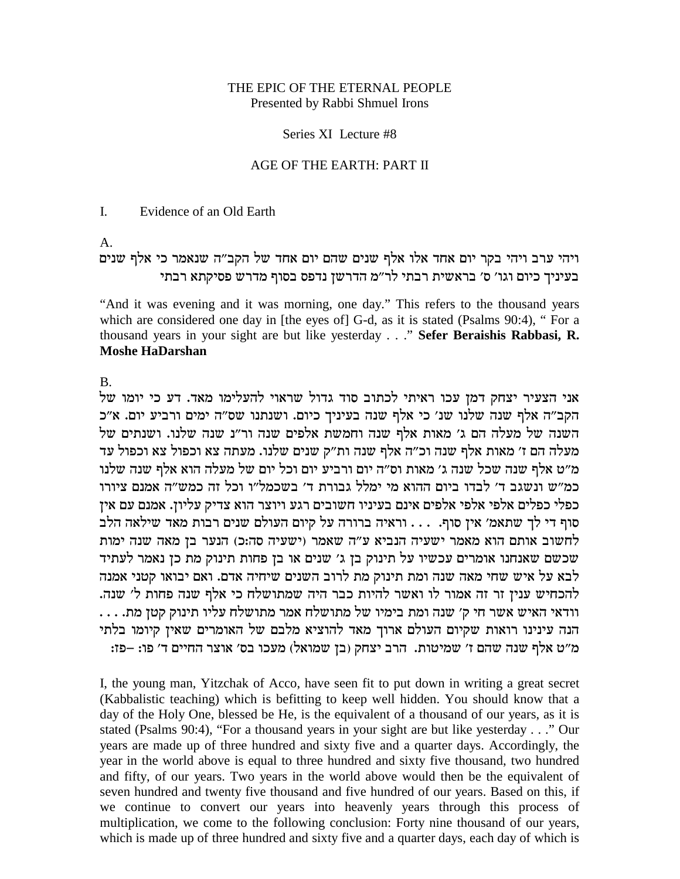THE EPIC OF THE ETERNAL PEOPLE
Presented by Rabbi Shmuel Irons

Series XI Lecture #8

AGE OF THE EARTH: PART II

I. Evidence of an Old Earth

A.

ויהי ערב ויהי בקר יום אחד אלו אלף שנים שהם יום אחד של הקב"ה שנאמר כי אלף שנים בעיניך כיום וגו' ס' בראשית רבתי לר"מ הדרשן נדפס בסוף מדרש פסיקתא רבתי

"And it was evening and it was morning, one day." This refers to the thousand years which are considered one day in [the eyes of] G-d, as it is stated (Psalms 90:4), " For a thousand years in your sight are but like yesterday . . ." **Sefer Beraishis Rabbasi, R. Moshe HaDarshan**

B.

אני הצעיר יצחק דמן עכו ראיתי לכתוב סוד גדול שראוי להעלימו מאד. דע כי יומו של הקב"ה אלף שנה שלנו שנ' כי אלף שנה בעיניך כיום. ושנתנו שס"ה ימים ורביע יום. א"כ השנה של מעלה הם ג' מאות אלף שנה וחמשת אלפים שנה ור"נ שנה שלנו. ושנתים של מעלה הם ז' מאות אלף שנה וכ"ה אלף שנה ות"ק שנים שלנו. מעתה צא וכפול צא וכפול עד מ"ט אלף שנה שכל שנה ג' מאות וס"ה יום ורביע יום וכל יום של מעלה הוא אלף שנה שלנו כמ"ש ונשגב ד' לבדו ביום ההוא מי ימלל גבורות ד' בשכמל"ו וכל זה כמש"ה אמנם ציורו כפלי כפלים אלפי אלפי אלפים אינם בעיניו חשובים רגע ויוצר הוא צדיק עליון. אמנם עם אין סוף די לך שתאמ' אין סוף. . . . וראיה ברורה על קיום העולם שנים רבות מאד שילאה הלב לחשוב אותם הוא מאמר ישעיה הנביא ע"ה שאמר (ישעיה סה:כ) הנער בן מאה שנה ימות שכשם שאנחנו אומרים עכשיו על תינוק בן ג' שנים או בן פחות תינוק מת כן נאמר לעתיד לבא על איש שחי מאה שנה ומת תינוק מת לרוב השנים שיחיה אדם. ואם יבואו קטני אמנה להכחיש ענין זר זה אמור לו ואשר להיות כבר היה שמתושלח כי אלף שנה פחות ל' שנה. וודאי האיש אשר חי ק' שנה ומת בימיו של מתושלח אמר מתושלח עליו תינוק קטן מת. . . . הנה עינינו רואות שקיום העולם ארוך מאד מאד להוציא מלבם של האומרים שאין קיומו בלתי מ"ט אלף שנה שהם ז' שמיטות. הרב יצחק (בן שמואל) מעכו בס' אוצר החיים ד' פו: –פז:

I, the young man, Yitzchak of Acco, have seen fit to put down in writing a great secret (Kabbalistic teaching) which is befitting to keep well hidden. You should know that a day of the Holy One, blessed be He, is the equivalent of a thousand of our years, as it is stated (Psalms 90:4), "For a thousand years in your sight are but like yesterday . . ." Our years are made up of three hundred and sixty five and a quarter days. Accordingly, the year in the world above is equal to three hundred and sixty five thousand, two hundred and fifty, of our years. Two years in the world above would then be the equivalent of seven hundred and twenty five thousand and five hundred of our years. Based on this, if we continue to convert our years into heavenly years through this process of multiplication, we come to the following conclusion: Forty nine thousand of our years, which is made up of three hundred and sixty five and a quarter days, each day of which is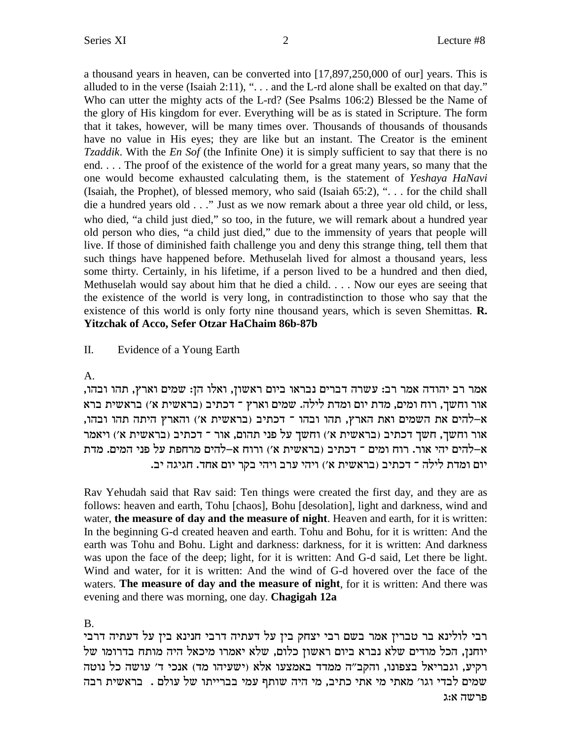a thousand years in heaven, can be converted into [17,897,250,000 of our] years. This is alluded to in the verse (Isaiah 2:11), ". . . and the L-rd alone shall be exalted on that day." Who can utter the mighty acts of the L-rd? (See Psalms 106:2) Blessed be the Name of the glory of His kingdom for ever. Everything will be as is stated in Scripture. The form that it takes, however, will be many times over. Thousands of thousands of thousands have no value in His eyes; they are like but an instant. The Creator is the eminent *Tzaddik*. With the *En Sof* (the Infinite One) it is simply sufficient to say that there is no end. . . . The proof of the existence of the world for a great many years, so many that the one would become exhausted calculating them, is the statement of *Yeshaya HaNavi* (Isaiah, the Prophet), of blessed memory, who said (Isaiah 65:2), ". . . for the child shall die a hundred years old . . ." Just as we now remark about a three year old child, or less, who died, "a child just died," so too, in the future, we will remark about a hundred year old person who dies, "a child just died," due to the immensity of years that people will live. If those of diminished faith challenge you and deny this strange thing, tell them that such things have happened before. Methuselah lived for almost a thousand years, less some thirty. Certainly, in his lifetime, if a person lived to be a hundred and then died, Methuselah would say about him that he died a child. . . . Now our eyes are seeing that the existence of the world is very long, in contradistinction to those who say that the existence of this world is only forty nine thousand years, which is seven Shemittas. **R. Yitzchak of Acco, Sefer Otzar HaChaim 86b-87b**

## II. Evidence of a Young Earth

A.

אמר רב יהודה אמר רב: עשרה דברים נבראו ביום ראשון, ואלו הן: שמים וארץ, תהו ובהו, אור וחשך, רוח ומים, מדת יום ומדת לילה. שמים וארץ ־ דכתיב (בראשית א׳) בראשית ברא א–להים את השמים ואת הארץ, תהו ובהו ־ דכתיב (בראשית א׳) והארץ היתה תהו ובהו, אור וחשך, חשך דכתיב (בראשית א׳) וחשך על פני תהום, אור ־ דכתיב (בראשית א׳) ויאמר א–להים יהי אור. רוח ומים ־ דכתיב (בראשית א׳) ורוח א–להים מרחפת על פני המים. מדת יום ומדת לילה ־ דכתיב (בראשית א׳) ויהי ערב ויהי בקר יום אחד. חגיגה יב.

Rav Yehudah said that Rav said: Ten things were created the first day, and they are as follows: heaven and earth, Tohu [chaos], Bohu [desolation], light and darkness, wind and water, **the measure of day and the measure of night**. Heaven and earth, for it is written: In the beginning G-d created heaven and earth. Tohu and Bohu, for it is written: And the earth was Tohu and Bohu. Light and darkness: darkness, for it is written: And darkness was upon the face of the deep; light, for it is written: And G-d said, Let there be light. Wind and water, for it is written: And the wind of G-d hovered over the face of the waters. **The measure of day and the measure of night**, for it is written: And there was evening and there was morning, one day. **Chagigah 12a**

B.

רבי לולינא בר טברין אמר בשם רבי יצחק בין על דעתיה דרבי חנינא בין על דעתיה דרבי יוחנן, הכל מודים שלא נברא ביום ראשון כלום, שלא יאמרו מיכאל היה מותח בדרומו של רקיע, וגבריאל בצפונו, והקב"ה ממדד באמצעו אלא (ישעיהו מד) אנכי ד׳ עושה כל נוטה שמים לבדי וגו׳ מאתי מי אתי כתיב, מי היה שותף עמי בברייתו של עולם. בראשית רבה פרשה א:ג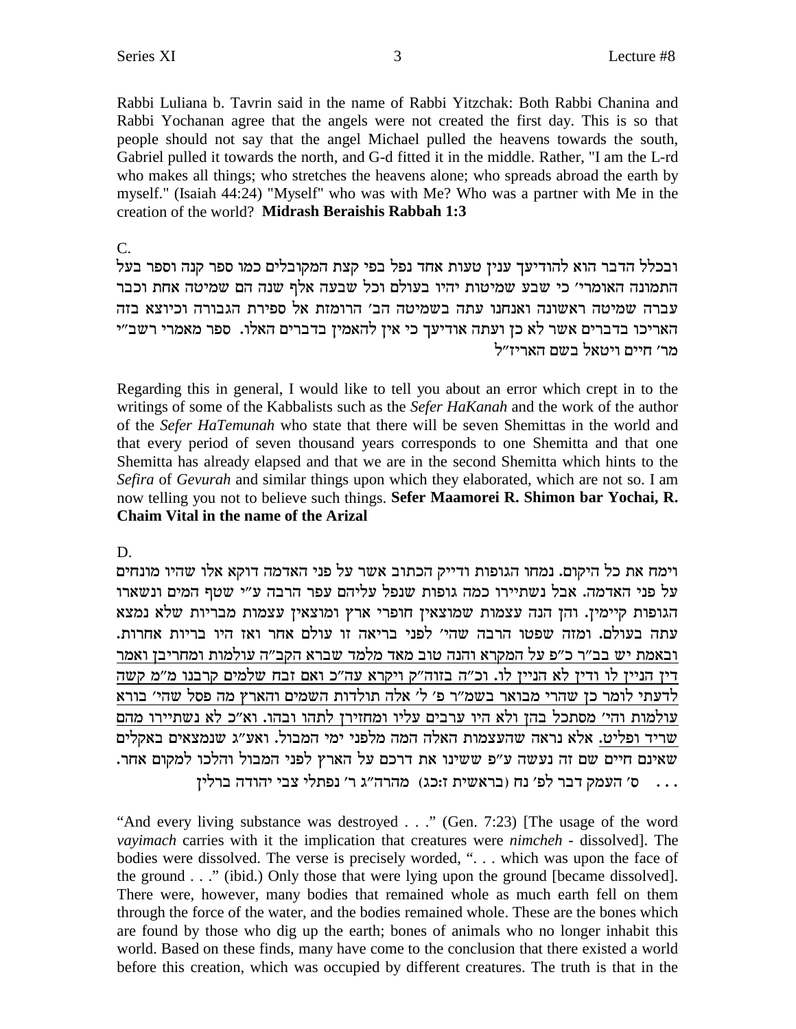Rabbi Luliana b. Tavrin said in the name of Rabbi Yitzchak: Both Rabbi Chanina and Rabbi Yochanan agree that the angels were not created the first day. This is so that people should not say that the angel Michael pulled the heavens towards the south, Gabriel pulled it towards the north, and G-d fitted it in the middle. Rather, "I am the L-rd who makes all things; who stretches the heavens alone; who spreads abroad the earth by myself." (Isaiah 44:24) "Myself" who was with Me? Who was a partner with Me in the creation of the world? **Midrash Beraishis Rabbah 1:3**

C.

ובכלל הדבר הוא להודיעך ענין טעות אחד נפל בפי קצת המקובלים כמו ספר קנה וספר בעל התמונה האומרי׳ כי שבע שמיטות יהיו בעולם וכל שבעה אלף שנה הם שמיטה אחת וכבר עברה שמיטה ראשונה ואנחנו עתה בשמיטה הב׳ הרומזת אל ספירת הגבורה וכיוצא בזה האריכו בדברים אשר לא כן ועתה אודיעך כי אין להאמין בדברים האלו. ספר מאמרי רשב״י מר׳ חיים ויטאל בשם האריז״ל

Regarding this in general, I would like to tell you about an error which crept in to the writings of some of the Kabbalists such as the *Sefer HaKanah* and the work of the author of the *Sefer HaTemunah* who state that there will be seven Shemittas in the world and that every period of seven thousand years corresponds to one Shemitta and that one Shemitta has already elapsed and that we are in the second Shemitta which hints to the *Sefira* of *Gevurah* and similar things upon which they elaborated, which are not so. I am now telling you not to believe such things. **Sefer Maamorei R. Shimon bar Yochai, R. Chaim Vital in the name of the Arizal**

D.

וימח את כל היקום. נמחו הגופות ודייק הכתוב אשר על פני האדמה דוקא אלו שהיו מונחים על פני האדמה. אבל נשתיירו כמה גופות שנפל עליהם עפר הרבה ע״י שטף המים ונשארו הגופות קיימין. והן הנה עצמות שמוצאין חופרי ארץ ומוצאין עצמות מבריות שלא נמצא עתה בעולם. ומזה שפטו הרבה שהי׳ לפני בריאה זו עולם אחר ואז היו בריות אחרות. ובאמת יש בב״ר כ״פ על המקרא והנה טוב מאד מלמד שברא הקב״ה עולמות ומחריבן ואמר דין הניין לו ודין לא הניין לו. וכ״ה בזוה״ק ויקרא עה״כ ואם זבח שלמים קרבנו מ״מ קשה לדעתי לומר כן שהרי מבואר בשמ״ר פ׳ ל׳ אלה תולדות השמים והארץ מה פסל שהי׳ בורא עולמות והי׳ מסתכל בהן ולא היו ערבים עליו ומחזירן לתהו ובהו. וא״כ לא נשתיירו מהם שריד ופליט. אלא נראה שהעצמות האלה המה מלפני ימי המבול. ואע״ג שנמצאים באקלים שאינם חיים שם זה נעשה ע״פ ששינו את דרכם על הארץ לפני המבול והלכו למקום אחר. ... ס׳ העמק דבר לפ׳ נח (בראשית ז:כג) מהרה״ג ר׳ נפתלי צבי יהודה ברלין

"And every living substance was destroyed . . ." (Gen. 7:23) [The usage of the word *vayimach* carries with it the implication that creatures were *nimcheh* - dissolved]. The bodies were dissolved. The verse is precisely worded, ". . . which was upon the face of the ground . . ." (ibid.) Only those that were lying upon the ground [became dissolved]. There were, however, many bodies that remained whole as much earth fell on them through the force of the water, and the bodies remained whole. These are the bones which are found by those who dig up the earth; bones of animals who no longer inhabit this world. Based on these finds, many have come to the conclusion that there existed a world before this creation, which was occupied by different creatures. The truth is that in the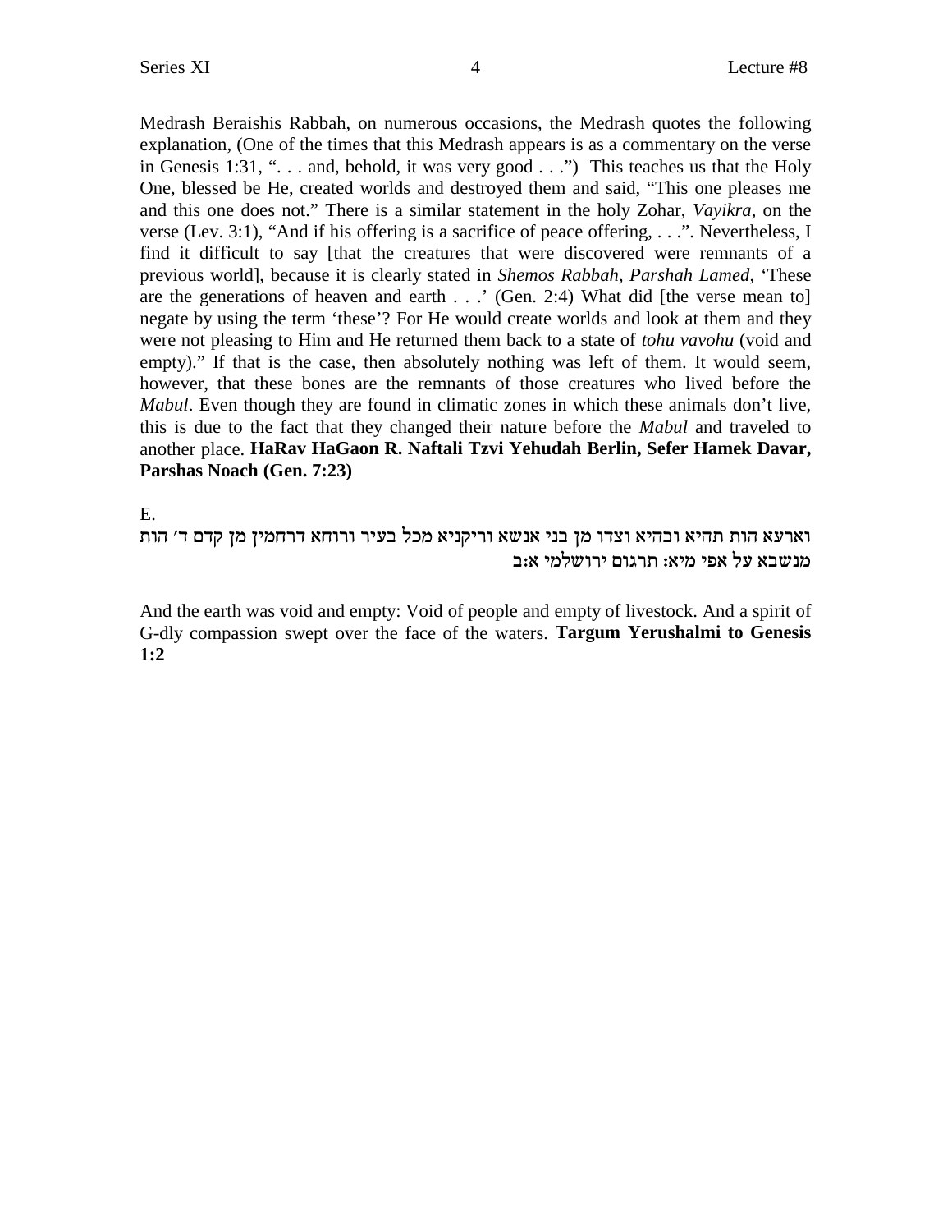Medrash Beraishis Rabbah, on numerous occasions, the Medrash quotes the following explanation, (One of the times that this Medrash appears is as a commentary on the verse in Genesis 1:31, ". . . and, behold, it was very good . . .") This teaches us that the Holy One, blessed be He, created worlds and destroyed them and said, "This one pleases me and this one does not." There is a similar statement in the holy Zohar, *Vayikra*, on the verse (Lev. 3:1), "And if his offering is a sacrifice of peace offering, . . .". Nevertheless, I find it difficult to say [that the creatures that were discovered were remnants of a previous world], because it is clearly stated in *Shemos Rabbah, Parshah Lamed*, 'These are the generations of heaven and earth . . .' (Gen. 2:4) What did [the verse mean to] negate by using the term 'these'? For He would create worlds and look at them and they were not pleasing to Him and He returned them back to a state of *tohu vavohu* (void and empty)." If that is the case, then absolutely nothing was left of them. It would seem, however, that these bones are the remnants of those creatures who lived before the *Mabul*. Even though they are found in climatic zones in which these animals don't live, this is due to the fact that they changed their nature before the *Mabul* and traveled to another place. **HaRav HaGaon R. Naftali Tzvi Yehudah Berlin, Sefer Hamek Davar, Parshas Noach (Gen. 7:23)**

E.

וארעא הות תהיא ובהיא וצדו מן בני אנשא וריקניא מכל בעיר ורוחא דרחמין מן קדם ד׳ הות מנשבא על אפי מיא: תרגום ירושלמי א:ב

And the earth was void and empty: Void of people and empty of livestock. And a spirit of G-dly compassion swept over the face of the waters. **Targum Yerushalmi to Genesis 1:2**